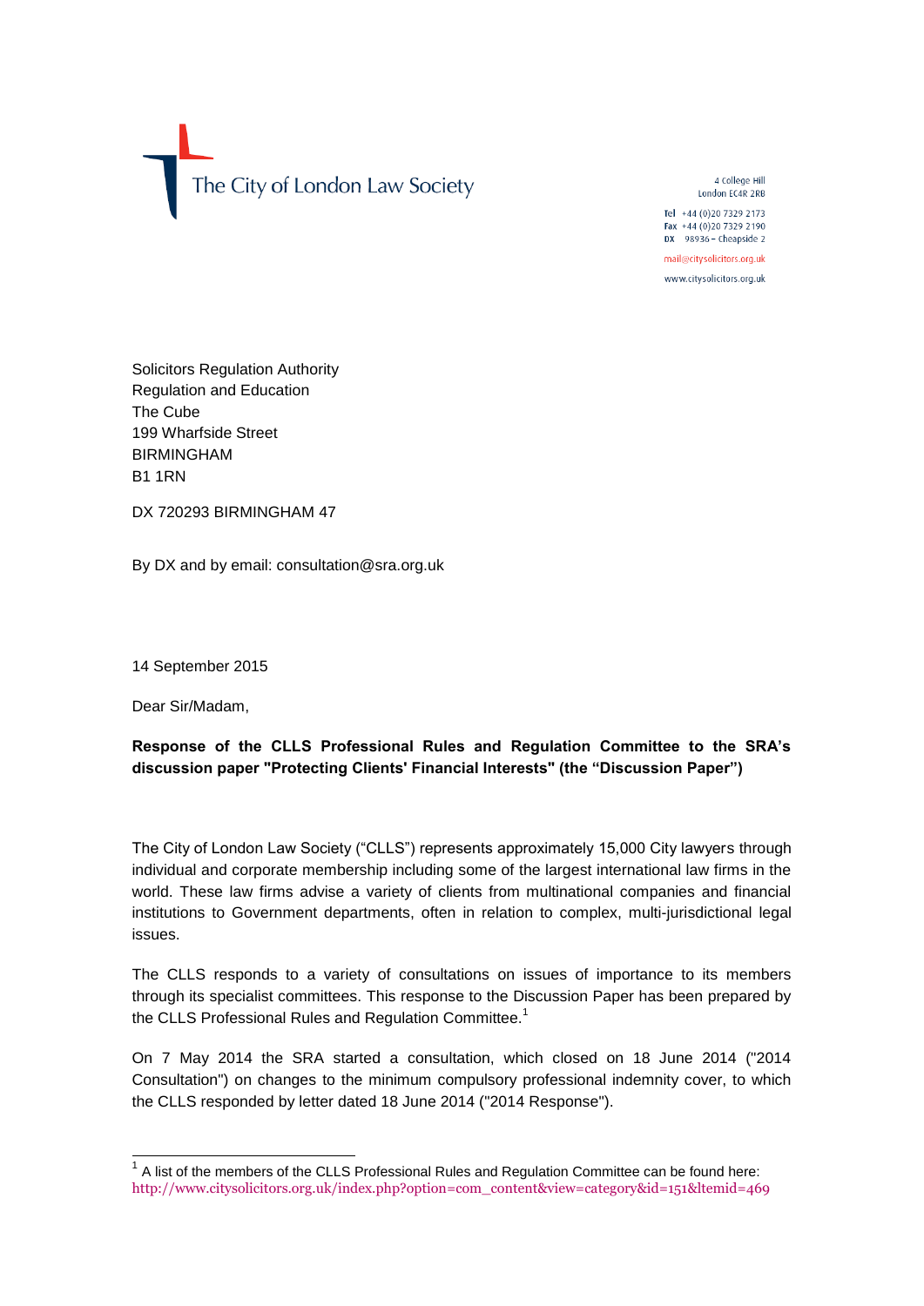The City of London Law Society

4 College Hill
London EC4R 2RB

Tel +44 (0)20 7329 2173
Fax +44 (0)20 7329 2190
DX 98936 – Cheapside 2

mail@citysolicitors.org.uk

www.citysolicitors.org.uk

Solicitors Regulation Authority
Regulation and Education
The Cube
199 Wharfside Street
BIRMINGHAM
B1 1RN

DX 720293 BIRMINGHAM 47

By DX and by email: consultation@sra.org.uk

14 September 2015

Dear Sir/Madam,

**Response of the CLLS Professional Rules and Regulation Committee to the SRA's discussion paper "Protecting Clients' Financial Interests" (the "Discussion Paper")**

The City of London Law Society ("CLLS") represents approximately 15,000 City lawyers through individual and corporate membership including some of the largest international law firms in the world. These law firms advise a variety of clients from multinational companies and financial institutions to Government departments, often in relation to complex, multi-jurisdictional legal issues.

The CLLS responds to a variety of consultations on issues of importance to its members through its specialist committees. This response to the Discussion Paper has been prepared by the CLLS Professional Rules and Regulation Committee.[1]

On 7 May 2014 the SRA started a consultation, which closed on 18 June 2014 ("2014 Consultation") on changes to the minimum compulsory professional indemnity cover, to which the CLLS responded by letter dated 18 June 2014 ("2014 Response").

[1] A list of the members of the CLLS Professional Rules and Regulation Committee can be found here: http://www.citysolicitors.org.uk/index.php?option=com_content&view=category&id=151&Itemid=469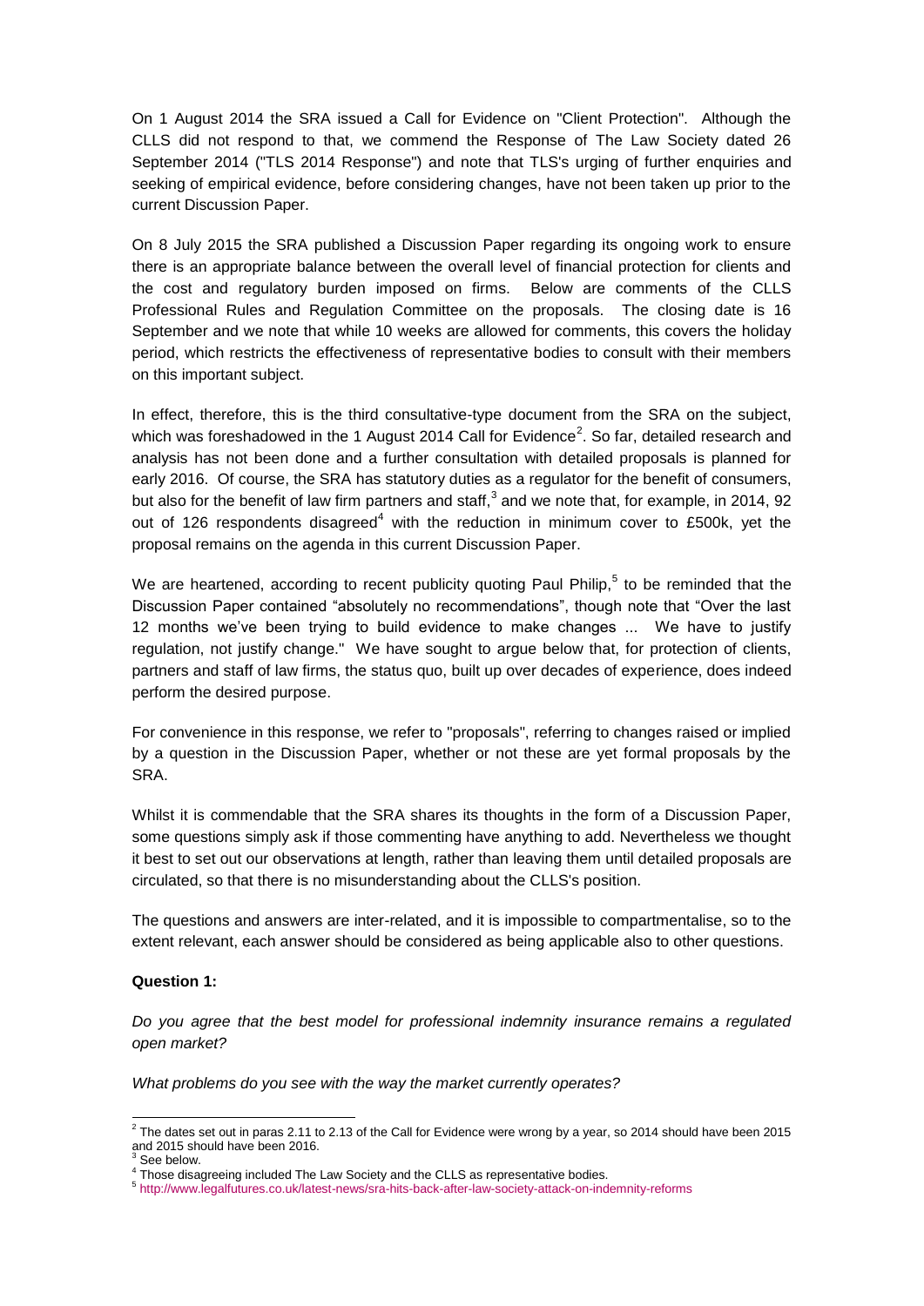On 1 August 2014 the SRA issued a Call for Evidence on "Client Protection". Although the CLLS did not respond to that, we commend the Response of The Law Society dated 26 September 2014 ("TLS 2014 Response") and note that TLS's urging of further enquiries and seeking of empirical evidence, before considering changes, have not been taken up prior to the current Discussion Paper.

On 8 July 2015 the SRA published a Discussion Paper regarding its ongoing work to ensure there is an appropriate balance between the overall level of financial protection for clients and the cost and regulatory burden imposed on firms. Below are comments of the CLLS Professional Rules and Regulation Committee on the proposals. The closing date is 16 September and we note that while 10 weeks are allowed for comments, this covers the holiday period, which restricts the effectiveness of representative bodies to consult with their members on this important subject.

In effect, therefore, this is the third consultative-type document from the SRA on the subject, which was foreshadowed in the 1 August 2014 Call for Evidence[2]. So far, detailed research and analysis has not been done and a further consultation with detailed proposals is planned for early 2016. Of course, the SRA has statutory duties as a regulator for the benefit of consumers, but also for the benefit of law firm partners and staff,[3] and we note that, for example, in 2014, 92 out of 126 respondents disagreed[4] with the reduction in minimum cover to £500k, yet the proposal remains on the agenda in this current Discussion Paper.

We are heartened, according to recent publicity quoting Paul Philip,[5] to be reminded that the Discussion Paper contained "absolutely no recommendations", though note that "Over the last 12 months we've been trying to build evidence to make changes ... We have to justify regulation, not justify change." We have sought to argue below that, for protection of clients, partners and staff of law firms, the status quo, built up over decades of experience, does indeed perform the desired purpose.

For convenience in this response, we refer to "proposals", referring to changes raised or implied by a question in the Discussion Paper, whether or not these are yet formal proposals by the SRA.

Whilst it is commendable that the SRA shares its thoughts in the form of a Discussion Paper, some questions simply ask if those commenting have anything to add. Nevertheless we thought it best to set out our observations at length, rather than leaving them until detailed proposals are circulated, so that there is no misunderstanding about the CLLS's position.

The questions and answers are inter-related, and it is impossible to compartmentalise, so to the extent relevant, each answer should be considered as being applicable also to other questions.

**Question 1:**

*Do you agree that the best model for professional indemnity insurance remains a regulated open market?*

*What problems do you see with the way the market currently operates?*

---

[2] The dates set out in paras 2.11 to 2.13 of the Call for Evidence were wrong by a year, so 2014 should have been 2015 and 2015 should have been 2016.

[3] See below.

[4] Those disagreeing included The Law Society and the CLLS as representative bodies.

[5] http://www.legalfutures.co.uk/latest-news/sra-hits-back-after-law-society-attack-on-indemnity-reforms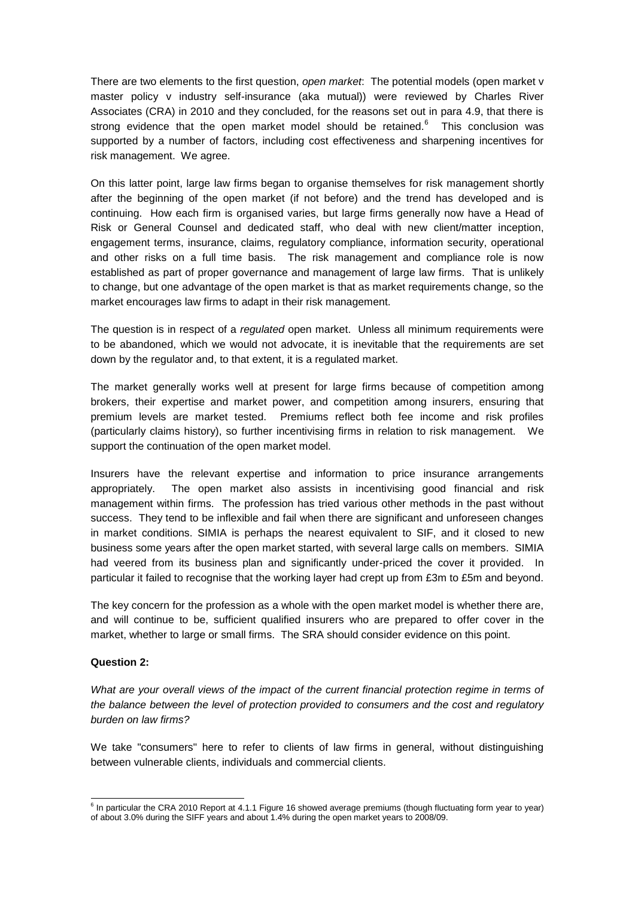There are two elements to the first question, *open market*: The potential models (open market v master policy v industry self-insurance (aka mutual)) were reviewed by Charles River Associates (CRA) in 2010 and they concluded, for the reasons set out in para 4.9, that there is strong evidence that the open market model should be retained.[6] This conclusion was supported by a number of factors, including cost effectiveness and sharpening incentives for risk management. We agree.

On this latter point, large law firms began to organise themselves for risk management shortly after the beginning of the open market (if not before) and the trend has developed and is continuing. How each firm is organised varies, but large firms generally now have a Head of Risk or General Counsel and dedicated staff, who deal with new client/matter inception, engagement terms, insurance, claims, regulatory compliance, information security, operational and other risks on a full time basis. The risk management and compliance role is now established as part of proper governance and management of large law firms. That is unlikely to change, but one advantage of the open market is that as market requirements change, so the market encourages law firms to adapt in their risk management.

The question is in respect of a *regulated* open market. Unless all minimum requirements were to be abandoned, which we would not advocate, it is inevitable that the requirements are set down by the regulator and, to that extent, it is a regulated market.

The market generally works well at present for large firms because of competition among brokers, their expertise and market power, and competition among insurers, ensuring that premium levels are market tested. Premiums reflect both fee income and risk profiles (particularly claims history), so further incentivising firms in relation to risk management. We support the continuation of the open market model.

Insurers have the relevant expertise and information to price insurance arrangements appropriately. The open market also assists in incentivising good financial and risk management within firms. The profession has tried various other methods in the past without success. They tend to be inflexible and fail when there are significant and unforeseen changes in market conditions. SIMIA is perhaps the nearest equivalent to SIF, and it closed to new business some years after the open market started, with several large calls on members. SIMIA had veered from its business plan and significantly under-priced the cover it provided. In particular it failed to recognise that the working layer had crept up from £3m to £5m and beyond.

The key concern for the profession as a whole with the open market model is whether there are, and will continue to be, sufficient qualified insurers who are prepared to offer cover in the market, whether to large or small firms. The SRA should consider evidence on this point.

**Question 2:**

*What are your overall views of the impact of the current financial protection regime in terms of the balance between the level of protection provided to consumers and the cost and regulatory burden on law firms?*

We take "consumers" here to refer to clients of law firms in general, without distinguishing between vulnerable clients, individuals and commercial clients.

---

[6] In particular the CRA 2010 Report at 4.1.1 Figure 16 showed average premiums (though fluctuating form year to year) of about 3.0% during the SIFF years and about 1.4% during the open market years to 2008/09.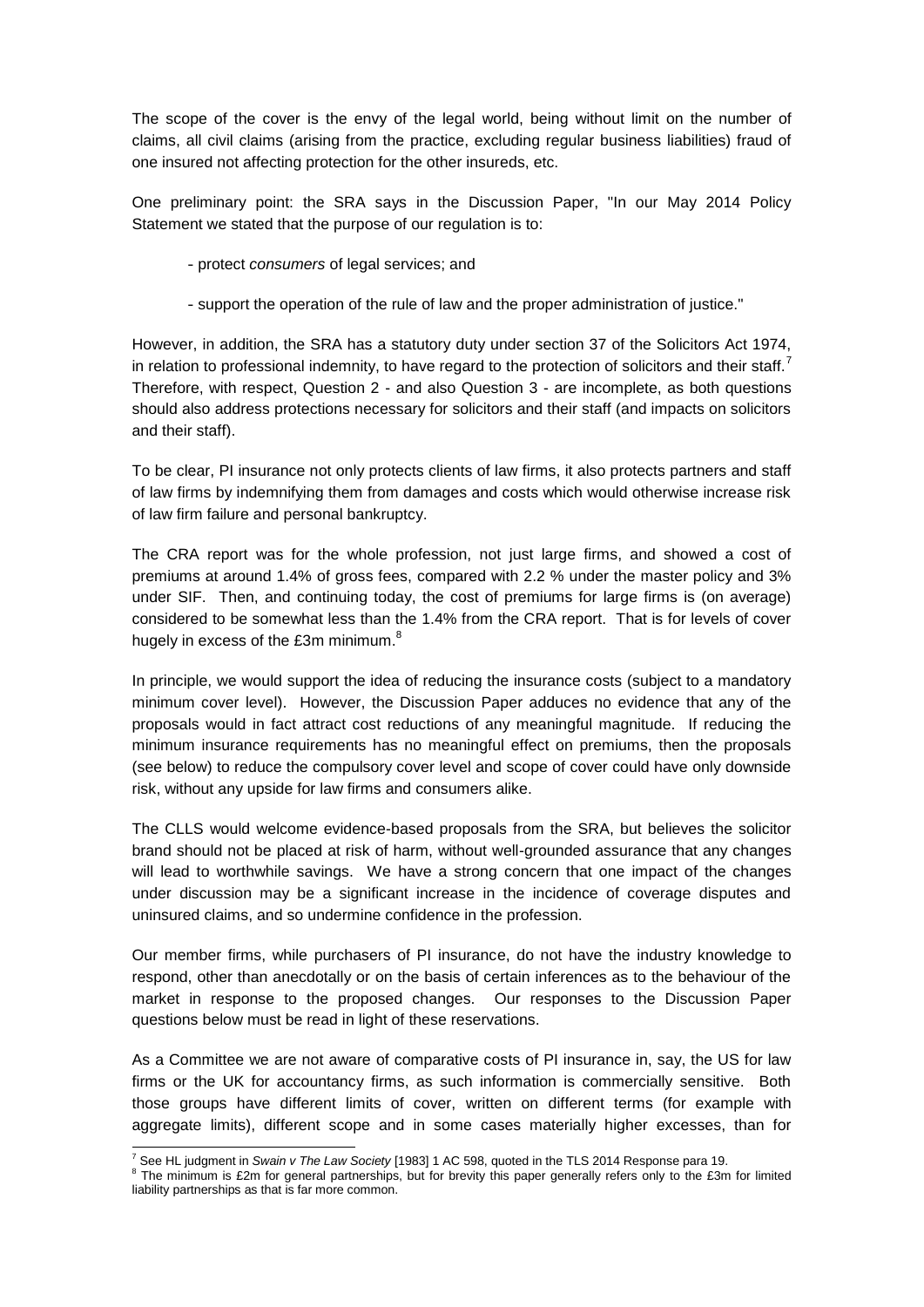The scope of the cover is the envy of the legal world, being without limit on the number of claims, all civil claims (arising from the practice, excluding regular business liabilities) fraud of one insured not affecting protection for the other insureds, etc.

One preliminary point: the SRA says in the Discussion Paper, "In our May 2014 Policy Statement we stated that the purpose of our regulation is to:

- protect *consumers* of legal services; and

- support the operation of the rule of law and the proper administration of justice."

However, in addition, the SRA has a statutory duty under section 37 of the Solicitors Act 1974, in relation to professional indemnity, to have regard to the protection of solicitors and their staff.[7] Therefore, with respect, Question 2 - and also Question 3 - are incomplete, as both questions should also address protections necessary for solicitors and their staff (and impacts on solicitors and their staff).

To be clear, PI insurance not only protects clients of law firms, it also protects partners and staff of law firms by indemnifying them from damages and costs which would otherwise increase risk of law firm failure and personal bankruptcy.

The CRA report was for the whole profession, not just large firms, and showed a cost of premiums at around 1.4% of gross fees, compared with 2.2 % under the master policy and 3% under SIF. Then, and continuing today, the cost of premiums for large firms is (on average) considered to be somewhat less than the 1.4% from the CRA report. That is for levels of cover hugely in excess of the £3m minimum.[8]

In principle, we would support the idea of reducing the insurance costs (subject to a mandatory minimum cover level). However, the Discussion Paper adduces no evidence that any of the proposals would in fact attract cost reductions of any meaningful magnitude. If reducing the minimum insurance requirements has no meaningful effect on premiums, then the proposals (see below) to reduce the compulsory cover level and scope of cover could have only downside risk, without any upside for law firms and consumers alike.

The CLLS would welcome evidence-based proposals from the SRA, but believes the solicitor brand should not be placed at risk of harm, without well-grounded assurance that any changes will lead to worthwhile savings. We have a strong concern that one impact of the changes under discussion may be a significant increase in the incidence of coverage disputes and uninsured claims, and so undermine confidence in the profession.

Our member firms, while purchasers of PI insurance, do not have the industry knowledge to respond, other than anecdotally or on the basis of certain inferences as to the behaviour of the market in response to the proposed changes. Our responses to the Discussion Paper questions below must be read in light of these reservations.

As a Committee we are not aware of comparative costs of PI insurance in, say, the US for law firms or the UK for accountancy firms, as such information is commercially sensitive. Both those groups have different limits of cover, written on different terms (for example with aggregate limits), different scope and in some cases materially higher excesses, than for

---

[7] See HL judgment in *Swain v The Law Society* [1983] 1 AC 598, quoted in the TLS 2014 Response para 19.

[8] The minimum is £2m for general partnerships, but for brevity this paper generally refers only to the £3m for limited liability partnerships as that is far more common.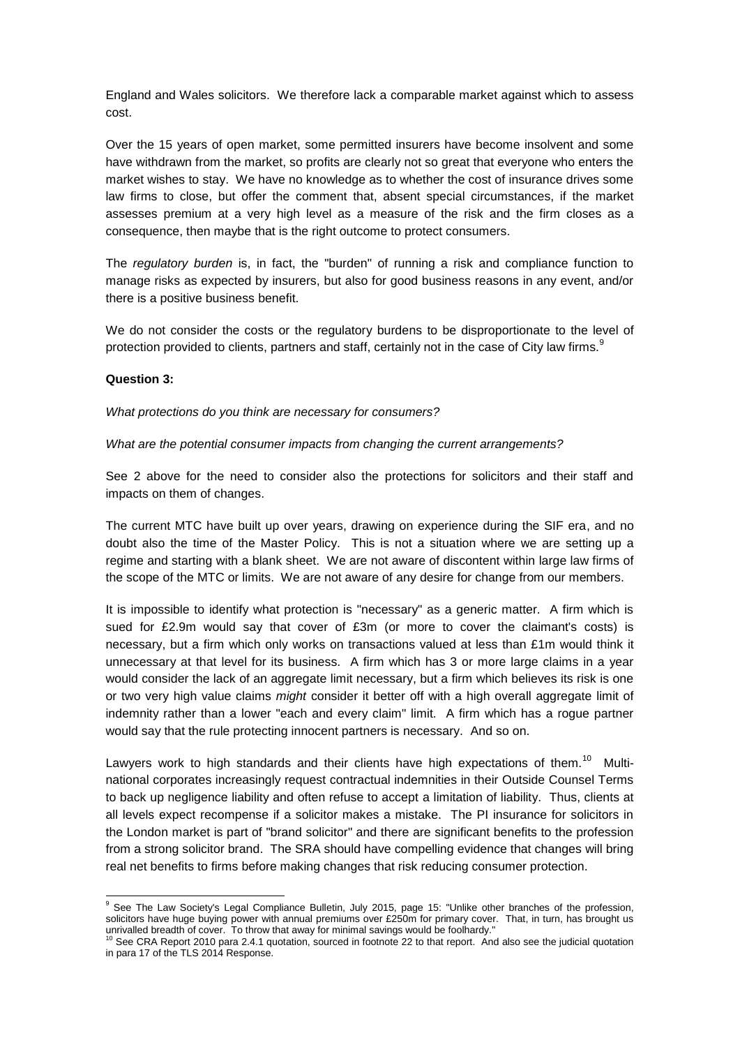England and Wales solicitors. We therefore lack a comparable market against which to assess cost.

Over the 15 years of open market, some permitted insurers have become insolvent and some have withdrawn from the market, so profits are clearly not so great that everyone who enters the market wishes to stay. We have no knowledge as to whether the cost of insurance drives some law firms to close, but offer the comment that, absent special circumstances, if the market assesses premium at a very high level as a measure of the risk and the firm closes as a consequence, then maybe that is the right outcome to protect consumers.

The *regulatory burden* is, in fact, the "burden" of running a risk and compliance function to manage risks as expected by insurers, but also for good business reasons in any event, and/or there is a positive business benefit.

We do not consider the costs or the regulatory burdens to be disproportionate to the level of protection provided to clients, partners and staff, certainly not in the case of City law firms.[9]

**Question 3:**

*What protections do you think are necessary for consumers?*

*What are the potential consumer impacts from changing the current arrangements?*

See 2 above for the need to consider also the protections for solicitors and their staff and impacts on them of changes.

The current MTC have built up over years, drawing on experience during the SIF era, and no doubt also the time of the Master Policy. This is not a situation where we are setting up a regime and starting with a blank sheet. We are not aware of discontent within large law firms of the scope of the MTC or limits. We are not aware of any desire for change from our members.

It is impossible to identify what protection is "necessary" as a generic matter. A firm which is sued for £2.9m would say that cover of £3m (or more to cover the claimant's costs) is necessary, but a firm which only works on transactions valued at less than £1m would think it unnecessary at that level for its business. A firm which has 3 or more large claims in a year would consider the lack of an aggregate limit necessary, but a firm which believes its risk is one or two very high value claims *might* consider it better off with a high overall aggregate limit of indemnity rather than a lower "each and every claim" limit. A firm which has a rogue partner would say that the rule protecting innocent partners is necessary. And so on.

Lawyers work to high standards and their clients have high expectations of them.[10] Multi-national corporates increasingly request contractual indemnities in their Outside Counsel Terms to back up negligence liability and often refuse to accept a limitation of liability. Thus, clients at all levels expect recompense if a solicitor makes a mistake. The PI insurance for solicitors in the London market is part of "brand solicitor" and there are significant benefits to the profession from a strong solicitor brand. The SRA should have compelling evidence that changes will bring real net benefits to firms before making changes that risk reducing consumer protection.

---

[9] See The Law Society's Legal Compliance Bulletin, July 2015, page 15: "Unlike other branches of the profession, solicitors have huge buying power with annual premiums over £250m for primary cover. That, in turn, has brought us unrivalled breadth of cover. To throw that away for minimal savings would be foolhardy."

[10] See CRA Report 2010 para 2.4.1 quotation, sourced in footnote 22 to that report. And also see the judicial quotation in para 17 of the TLS 2014 Response.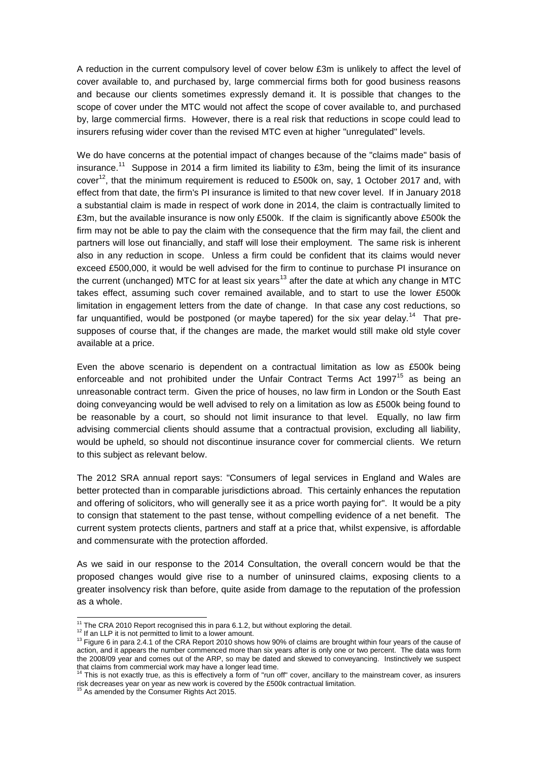A reduction in the current compulsory level of cover below £3m is unlikely to affect the level of cover available to, and purchased by, large commercial firms both for good business reasons and because our clients sometimes expressly demand it. It is possible that changes to the scope of cover under the MTC would not affect the scope of cover available to, and purchased by, large commercial firms. However, there is a real risk that reductions in scope could lead to insurers refusing wider cover than the revised MTC even at higher "unregulated" levels.

We do have concerns at the potential impact of changes because of the "claims made" basis of insurance.[11] Suppose in 2014 a firm limited its liability to £3m, being the limit of its insurance cover[12], that the minimum requirement is reduced to £500k on, say, 1 October 2017 and, with effect from that date, the firm's PI insurance is limited to that new cover level. If in January 2018 a substantial claim is made in respect of work done in 2014, the claim is contractually limited to £3m, but the available insurance is now only £500k. If the claim is significantly above £500k the firm may not be able to pay the claim with the consequence that the firm may fail, the client and partners will lose out financially, and staff will lose their employment. The same risk is inherent also in any reduction in scope. Unless a firm could be confident that its claims would never exceed £500,000, it would be well advised for the firm to continue to purchase PI insurance on the current (unchanged) MTC for at least six years[13] after the date at which any change in MTC takes effect, assuming such cover remained available, and to start to use the lower £500k limitation in engagement letters from the date of change. In that case any cost reductions, so far unquantified, would be postponed (or maybe tapered) for the six year delay.[14] That presupposes of course that, if the changes are made, the market would still make old style cover available at a price.

Even the above scenario is dependent on a contractual limitation as low as £500k being enforceable and not prohibited under the Unfair Contract Terms Act 1997[15] as being an unreasonable contract term. Given the price of houses, no law firm in London or the South East doing conveyancing would be well advised to rely on a limitation as low as £500k being found to be reasonable by a court, so should not limit insurance to that level. Equally, no law firm advising commercial clients should assume that a contractual provision, excluding all liability, would be upheld, so should not discontinue insurance cover for commercial clients. We return to this subject as relevant below.

The 2012 SRA annual report says: "Consumers of legal services in England and Wales are better protected than in comparable jurisdictions abroad. This certainly enhances the reputation and offering of solicitors, who will generally see it as a price worth paying for". It would be a pity to consign that statement to the past tense, without compelling evidence of a net benefit. The current system protects clients, partners and staff at a price that, whilst expensive, is affordable and commensurate with the protection afforded.

As we said in our response to the 2014 Consultation, the overall concern would be that the proposed changes would give rise to a number of uninsured claims, exposing clients to a greater insolvency risk than before, quite aside from damage to the reputation of the profession as a whole.

---

[11] The CRA 2010 Report recognised this in para 6.1.2, but without exploring the detail.

[12] If an LLP it is not permitted to limit to a lower amount.

[13] Figure 6 in para 2.4.1 of the CRA Report 2010 shows how 90% of claims are brought within four years of the cause of action, and it appears the number commenced more than six years after is only one or two percent. The data was form the 2008/09 year and comes out of the ARP, so may be dated and skewed to conveyancing. Instinctively we suspect that claims from commercial work may have a longer lead time.

[14] This is not exactly true, as this is effectively a form of "run off" cover, ancillary to the mainstream cover, as insurers risk decreases year on year as new work is covered by the £500k contractual limitation.

[15] As amended by the Consumer Rights Act 2015.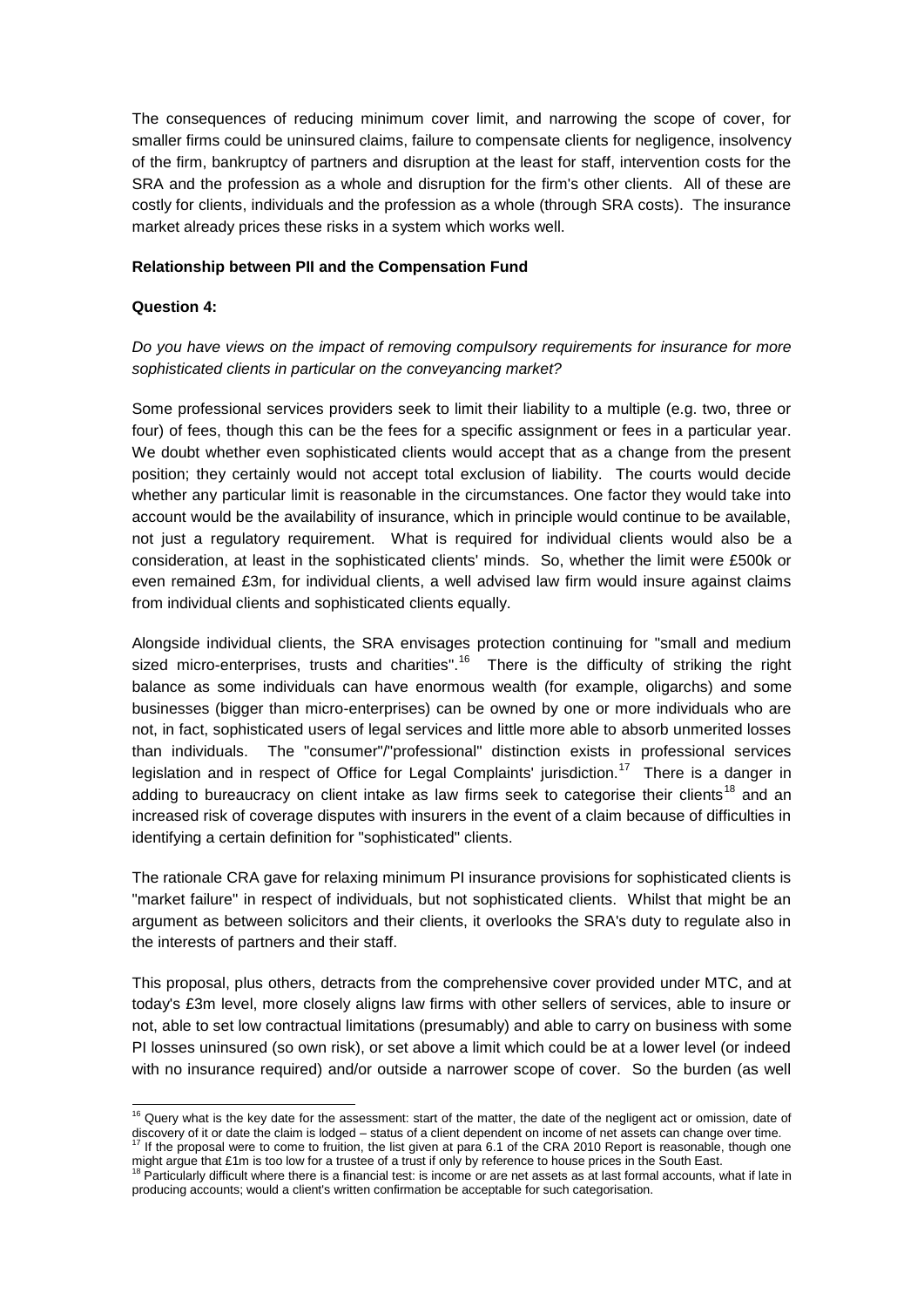The consequences of reducing minimum cover limit, and narrowing the scope of cover, for smaller firms could be uninsured claims, failure to compensate clients for negligence, insolvency of the firm, bankruptcy of partners and disruption at the least for staff, intervention costs for the SRA and the profession as a whole and disruption for the firm's other clients. All of these are costly for clients, individuals and the profession as a whole (through SRA costs). The insurance market already prices these risks in a system which works well.

**Relationship between PII and the Compensation Fund**

**Question 4:**

*Do you have views on the impact of removing compulsory requirements for insurance for more sophisticated clients in particular on the conveyancing market?*

Some professional services providers seek to limit their liability to a multiple (e.g. two, three or four) of fees, though this can be the fees for a specific assignment or fees in a particular year. We doubt whether even sophisticated clients would accept that as a change from the present position; they certainly would not accept total exclusion of liability. The courts would decide whether any particular limit is reasonable in the circumstances. One factor they would take into account would be the availability of insurance, which in principle would continue to be available, not just a regulatory requirement. What is required for individual clients would also be a consideration, at least in the sophisticated clients' minds. So, whether the limit were £500k or even remained £3m, for individual clients, a well advised law firm would insure against claims from individual clients and sophisticated clients equally.

Alongside individual clients, the SRA envisages protection continuing for "small and medium sized micro-enterprises, trusts and charities".[16] There is the difficulty of striking the right balance as some individuals can have enormous wealth (for example, oligarchs) and some businesses (bigger than micro-enterprises) can be owned by one or more individuals who are not, in fact, sophisticated users of legal services and little more able to absorb unmerited losses than individuals. The "consumer"/"professional" distinction exists in professional services legislation and in respect of Office for Legal Complaints' jurisdiction.[17] There is a danger in adding to bureaucracy on client intake as law firms seek to categorise their clients[18] and an increased risk of coverage disputes with insurers in the event of a claim because of difficulties in identifying a certain definition for "sophisticated" clients.

The rationale CRA gave for relaxing minimum PI insurance provisions for sophisticated clients is "market failure" in respect of individuals, but not sophisticated clients. Whilst that might be an argument as between solicitors and their clients, it overlooks the SRA's duty to regulate also in the interests of partners and their staff.

This proposal, plus others, detracts from the comprehensive cover provided under MTC, and at today's £3m level, more closely aligns law firms with other sellers of services, able to insure or not, able to set low contractual limitations (presumably) and able to carry on business with some PI losses uninsured (so own risk), or set above a limit which could be at a lower level (or indeed with no insurance required) and/or outside a narrower scope of cover. So the burden (as well

---

[16] Query what is the key date for the assessment: start of the matter, the date of the negligent act or omission, date of discovery of it or date the claim is lodged – status of a client dependent on income of net assets can change over time.

[17] If the proposal were to come to fruition, the list given at para 6.1 of the CRA 2010 Report is reasonable, though one might argue that £1m is too low for a trustee of a trust if only by reference to house prices in the South East.

[18] Particularly difficult where there is a financial test: is income or are net assets as at last formal accounts, what if late in producing accounts; would a client's written confirmation be acceptable for such categorisation.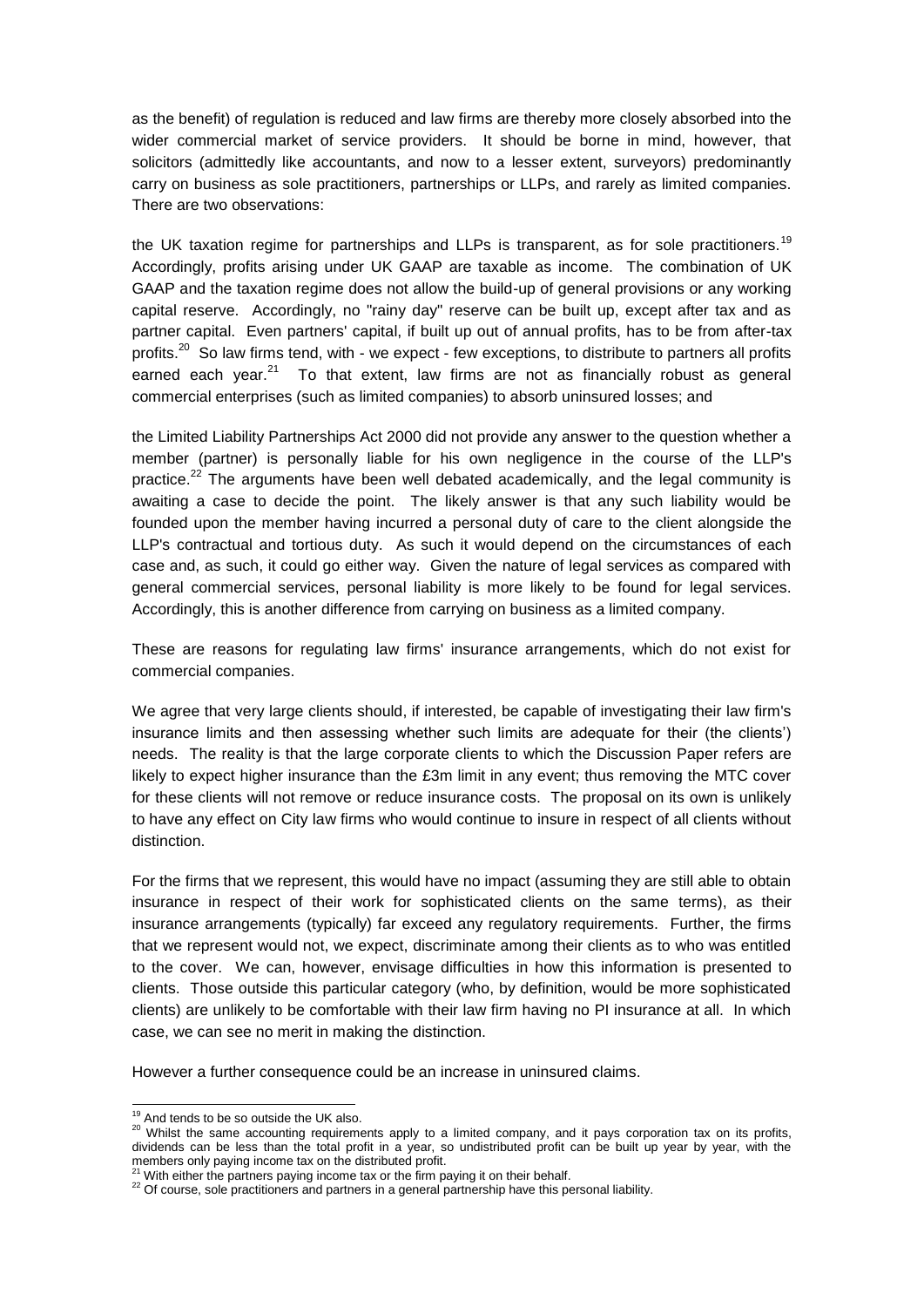as the benefit) of regulation is reduced and law firms are thereby more closely absorbed into the wider commercial market of service providers. It should be borne in mind, however, that solicitors (admittedly like accountants, and now to a lesser extent, surveyors) predominantly carry on business as sole practitioners, partnerships or LLPs, and rarely as limited companies. There are two observations:

the UK taxation regime for partnerships and LLPs is transparent, as for sole practitioners.[19] Accordingly, profits arising under UK GAAP are taxable as income. The combination of UK GAAP and the taxation regime does not allow the build-up of general provisions or any working capital reserve. Accordingly, no "rainy day" reserve can be built up, except after tax and as partner capital. Even partners' capital, if built up out of annual profits, has to be from after-tax profits.[20] So law firms tend, with - we expect - few exceptions, to distribute to partners all profits earned each year.[21] To that extent, law firms are not as financially robust as general commercial enterprises (such as limited companies) to absorb uninsured losses; and

the Limited Liability Partnerships Act 2000 did not provide any answer to the question whether a member (partner) is personally liable for his own negligence in the course of the LLP's practice.[22] The arguments have been well debated academically, and the legal community is awaiting a case to decide the point. The likely answer is that any such liability would be founded upon the member having incurred a personal duty of care to the client alongside the LLP's contractual and tortious duty. As such it would depend on the circumstances of each case and, as such, it could go either way. Given the nature of legal services as compared with general commercial services, personal liability is more likely to be found for legal services. Accordingly, this is another difference from carrying on business as a limited company.

These are reasons for regulating law firms' insurance arrangements, which do not exist for commercial companies.

We agree that very large clients should, if interested, be capable of investigating their law firm's insurance limits and then assessing whether such limits are adequate for their (the clients') needs. The reality is that the large corporate clients to which the Discussion Paper refers are likely to expect higher insurance than the £3m limit in any event; thus removing the MTC cover for these clients will not remove or reduce insurance costs. The proposal on its own is unlikely to have any effect on City law firms who would continue to insure in respect of all clients without distinction.

For the firms that we represent, this would have no impact (assuming they are still able to obtain insurance in respect of their work for sophisticated clients on the same terms), as their insurance arrangements (typically) far exceed any regulatory requirements. Further, the firms that we represent would not, we expect, discriminate among their clients as to who was entitled to the cover. We can, however, envisage difficulties in how this information is presented to clients. Those outside this particular category (who, by definition, would be more sophisticated clients) are unlikely to be comfortable with their law firm having no PI insurance at all. In which case, we can see no merit in making the distinction.

However a further consequence could be an increase in uninsured claims.

---

[19] And tends to be so outside the UK also.

[20] Whilst the same accounting requirements apply to a limited company, and it pays corporation tax on its profits, dividends can be less than the total profit in a year, so undistributed profit can be built up year by year, with the members only paying income tax on the distributed profit.

[21] With either the partners paying income tax or the firm paying it on their behalf.

[22] Of course, sole practitioners and partners in a general partnership have this personal liability.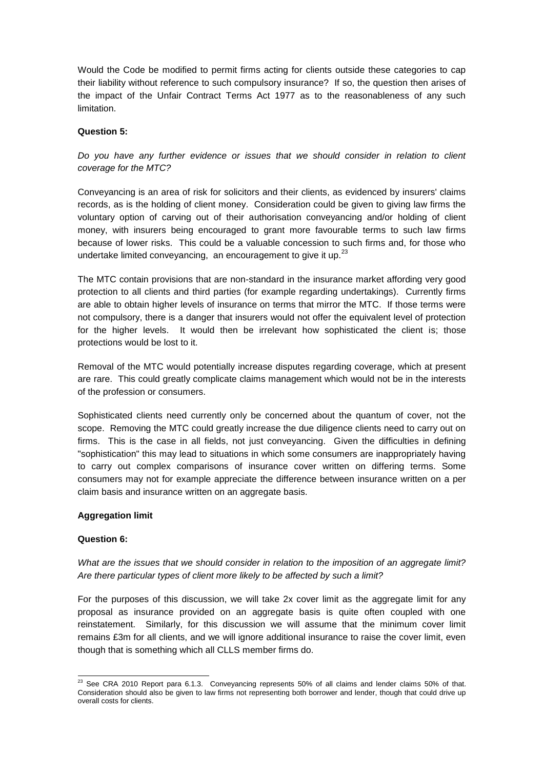Would the Code be modified to permit firms acting for clients outside these categories to cap their liability without reference to such compulsory insurance? If so, the question then arises of the impact of the Unfair Contract Terms Act 1977 as to the reasonableness of any such limitation.

**Question 5:**

*Do you have any further evidence or issues that we should consider in relation to client coverage for the MTC?*

Conveyancing is an area of risk for solicitors and their clients, as evidenced by insurers' claims records, as is the holding of client money. Consideration could be given to giving law firms the voluntary option of carving out of their authorisation conveyancing and/or holding of client money, with insurers being encouraged to grant more favourable terms to such law firms because of lower risks. This could be a valuable concession to such firms and, for those who undertake limited conveyancing, an encouragement to give it up.[23]

The MTC contain provisions that are non-standard in the insurance market affording very good protection to all clients and third parties (for example regarding undertakings). Currently firms are able to obtain higher levels of insurance on terms that mirror the MTC. If those terms were not compulsory, there is a danger that insurers would not offer the equivalent level of protection for the higher levels. It would then be irrelevant how sophisticated the client is; those protections would be lost to it.

Removal of the MTC would potentially increase disputes regarding coverage, which at present are rare. This could greatly complicate claims management which would not be in the interests of the profession or consumers.

Sophisticated clients need currently only be concerned about the quantum of cover, not the scope. Removing the MTC could greatly increase the due diligence clients need to carry out on firms. This is the case in all fields, not just conveyancing. Given the difficulties in defining "sophistication" this may lead to situations in which some consumers are inappropriately having to carry out complex comparisons of insurance cover written on differing terms. Some consumers may not for example appreciate the difference between insurance written on a per claim basis and insurance written on an aggregate basis.

**Aggregation limit**

**Question 6:**

*What are the issues that we should consider in relation to the imposition of an aggregate limit? Are there particular types of client more likely to be affected by such a limit?*

For the purposes of this discussion, we will take 2x cover limit as the aggregate limit for any proposal as insurance provided on an aggregate basis is quite often coupled with one reinstatement. Similarly, for this discussion we will assume that the minimum cover limit remains £3m for all clients, and we will ignore additional insurance to raise the cover limit, even though that is something which all CLLS member firms do.

---

[23] See CRA 2010 Report para 6.1.3. Conveyancing represents 50% of all claims and lender claims 50% of that. Consideration should also be given to law firms not representing both borrower and lender, though that could drive up overall costs for clients.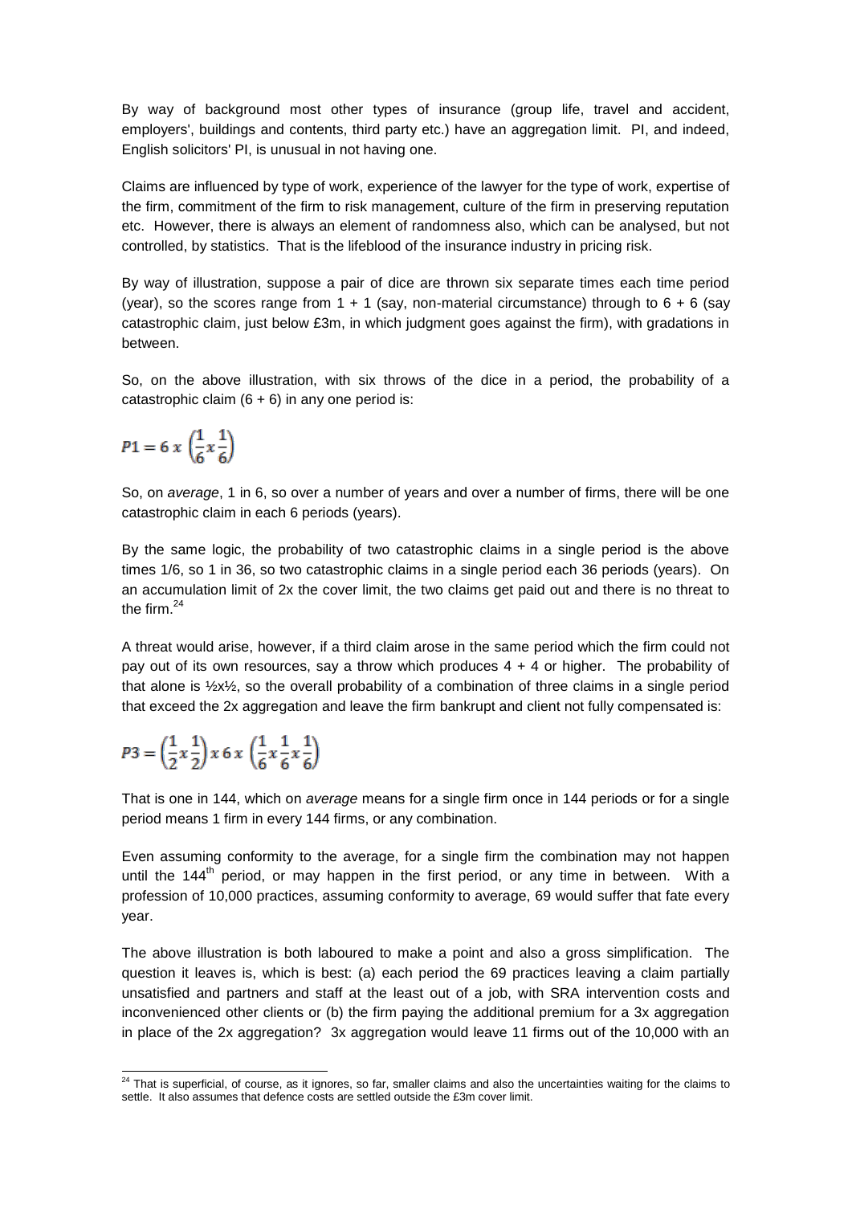By way of background most other types of insurance (group life, travel and accident, employers', buildings and contents, third party etc.) have an aggregation limit. PI, and indeed, English solicitors' PI, is unusual in not having one.

Claims are influenced by type of work, experience of the lawyer for the type of work, expertise of the firm, commitment of the firm to risk management, culture of the firm in preserving reputation etc. However, there is always an element of randomness also, which can be analysed, but not controlled, by statistics. That is the lifeblood of the insurance industry in pricing risk.

By way of illustration, suppose a pair of dice are thrown six separate times each time period (year), so the scores range from 1 + 1 (say, non-material circumstance) through to 6 + 6 (say catastrophic claim, just below £3m, in which judgment goes against the firm), with gradations in between.

So, on the above illustration, with six throws of the dice in a period, the probability of a catastrophic claim (6 + 6) in any one period is:

$$P1 = 6\ x\ \left(\frac{1}{6} x \frac{1}{6}\right)$$

So, on *average*, 1 in 6, so over a number of years and over a number of firms, there will be one catastrophic claim in each 6 periods (years).

By the same logic, the probability of two catastrophic claims in a single period is the above times 1/6, so 1 in 36, so two catastrophic claims in a single period each 36 periods (years). On an accumulation limit of 2x the cover limit, the two claims get paid out and there is no threat to the firm.[24]

A threat would arise, however, if a third claim arose in the same period which the firm could not pay out of its own resources, say a throw which produces 4 + 4 or higher. The probability of that alone is ½x½, so the overall probability of a combination of three claims in a single period that exceed the 2x aggregation and leave the firm bankrupt and client not fully compensated is:

$$P3 = \left(\frac{1}{2} x \frac{1}{2}\right) x\ 6\ x\ \left(\frac{1}{6} x \frac{1}{6} x \frac{1}{6}\right)$$

That is one in 144, which on *average* means for a single firm once in 144 periods or for a single period means 1 firm in every 144 firms, or any combination.

Even assuming conformity to the average, for a single firm the combination may not happen until the 144th period, or may happen in the first period, or any time in between. With a profession of 10,000 practices, assuming conformity to average, 69 would suffer that fate every year.

The above illustration is both laboured to make a point and also a gross simplification. The question it leaves is, which is best: (a) each period the 69 practices leaving a claim partially unsatisfied and partners and staff at the least out of a job, with SRA intervention costs and inconvenienced other clients or (b) the firm paying the additional premium for a 3x aggregation in place of the 2x aggregation? 3x aggregation would leave 11 firms out of the 10,000 with an

[24] That is superficial, of course, as it ignores, so far, smaller claims and also the uncertainties waiting for the claims to settle. It also assumes that defence costs are settled outside the £3m cover limit.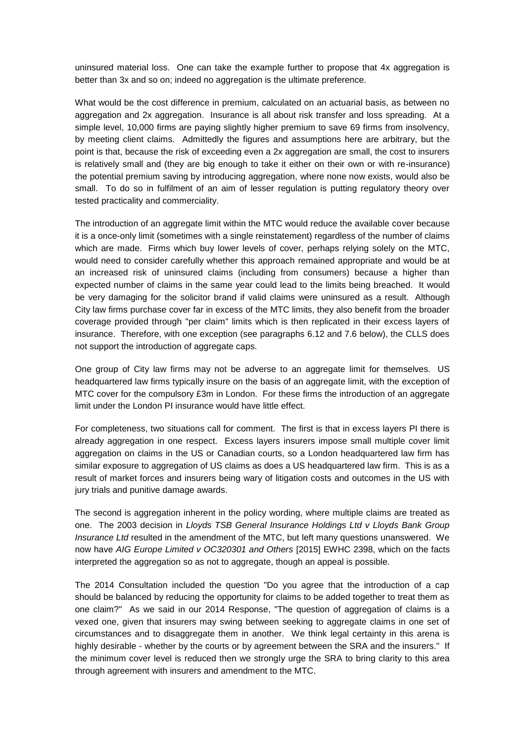uninsured material loss. One can take the example further to propose that 4x aggregation is better than 3x and so on; indeed no aggregation is the ultimate preference.

What would be the cost difference in premium, calculated on an actuarial basis, as between no aggregation and 2x aggregation. Insurance is all about risk transfer and loss spreading. At a simple level, 10,000 firms are paying slightly higher premium to save 69 firms from insolvency, by meeting client claims. Admittedly the figures and assumptions here are arbitrary, but the point is that, because the risk of exceeding even a 2x aggregation are small, the cost to insurers is relatively small and (they are big enough to take it either on their own or with re-insurance) the potential premium saving by introducing aggregation, where none now exists, would also be small. To do so in fulfilment of an aim of lesser regulation is putting regulatory theory over tested practicality and commerciality.

The introduction of an aggregate limit within the MTC would reduce the available cover because it is a once-only limit (sometimes with a single reinstatement) regardless of the number of claims which are made. Firms which buy lower levels of cover, perhaps relying solely on the MTC, would need to consider carefully whether this approach remained appropriate and would be at an increased risk of uninsured claims (including from consumers) because a higher than expected number of claims in the same year could lead to the limits being breached. It would be very damaging for the solicitor brand if valid claims were uninsured as a result. Although City law firms purchase cover far in excess of the MTC limits, they also benefit from the broader coverage provided through "per claim" limits which is then replicated in their excess layers of insurance. Therefore, with one exception (see paragraphs 6.12 and 7.6 below), the CLLS does not support the introduction of aggregate caps.

One group of City law firms may not be adverse to an aggregate limit for themselves. US headquartered law firms typically insure on the basis of an aggregate limit, with the exception of MTC cover for the compulsory £3m in London. For these firms the introduction of an aggregate limit under the London PI insurance would have little effect.

For completeness, two situations call for comment. The first is that in excess layers PI there is already aggregation in one respect. Excess layers insurers impose small multiple cover limit aggregation on claims in the US or Canadian courts, so a London headquartered law firm has similar exposure to aggregation of US claims as does a US headquartered law firm. This is as a result of market forces and insurers being wary of litigation costs and outcomes in the US with jury trials and punitive damage awards.

The second is aggregation inherent in the policy wording, where multiple claims are treated as one. The 2003 decision in *Lloyds TSB General Insurance Holdings Ltd v Lloyds Bank Group Insurance Ltd* resulted in the amendment of the MTC, but left many questions unanswered. We now have *AIG Europe Limited v OC320301 and Others* [2015] EWHC 2398, which on the facts interpreted the aggregation so as not to aggregate, though an appeal is possible.

The 2014 Consultation included the question "Do you agree that the introduction of a cap should be balanced by reducing the opportunity for claims to be added together to treat them as one claim?" As we said in our 2014 Response, "The question of aggregation of claims is a vexed one, given that insurers may swing between seeking to aggregate claims in one set of circumstances and to disaggregate them in another. We think legal certainty in this arena is highly desirable - whether by the courts or by agreement between the SRA and the insurers." If the minimum cover level is reduced then we strongly urge the SRA to bring clarity to this area through agreement with insurers and amendment to the MTC.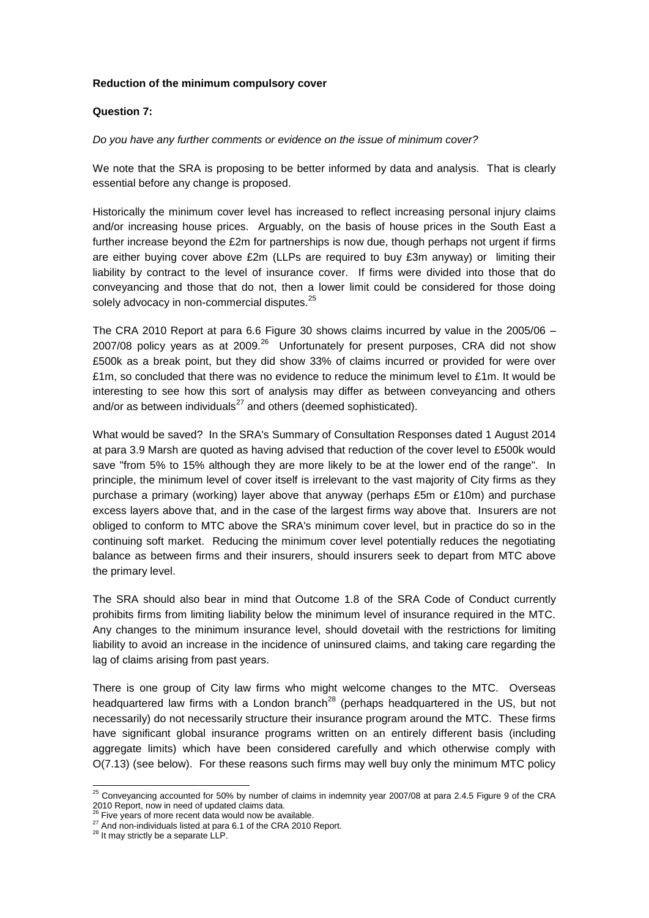**Reduction of the minimum compulsory cover**

**Question 7:**

*Do you have any further comments or evidence on the issue of minimum cover?*

We note that the SRA is proposing to be better informed by data and analysis. That is clearly essential before any change is proposed.

Historically the minimum cover level has increased to reflect increasing personal injury claims and/or increasing house prices. Arguably, on the basis of house prices in the South East a further increase beyond the £2m for partnerships is now due, though perhaps not urgent if firms are either buying cover above £2m (LLPs are required to buy £3m anyway) or limiting their liability by contract to the level of insurance cover. If firms were divided into those that do conveyancing and those that do not, then a lower limit could be considered for those doing solely advocacy in non-commercial disputes.[25]

The CRA 2010 Report at para 6.6 Figure 30 shows claims incurred by value in the 2005/06 – 2007/08 policy years as at 2009.[26] Unfortunately for present purposes, CRA did not show £500k as a break point, but they did show 33% of claims incurred or provided for were over £1m, so concluded that there was no evidence to reduce the minimum level to £1m. It would be interesting to see how this sort of analysis may differ as between conveyancing and others and/or as between individuals[27] and others (deemed sophisticated).

What would be saved? In the SRA's Summary of Consultation Responses dated 1 August 2014 at para 3.9 Marsh are quoted as having advised that reduction of the cover level to £500k would save "from 5% to 15% although they are more likely to be at the lower end of the range". In principle, the minimum level of cover itself is irrelevant to the vast majority of City firms as they purchase a primary (working) layer above that anyway (perhaps £5m or £10m) and purchase excess layers above that, and in the case of the largest firms way above that. Insurers are not obliged to conform to MTC above the SRA's minimum cover level, but in practice do so in the continuing soft market. Reducing the minimum cover level potentially reduces the negotiating balance as between firms and their insurers, should insurers seek to depart from MTC above the primary level.

The SRA should also bear in mind that Outcome 1.8 of the SRA Code of Conduct currently prohibits firms from limiting liability below the minimum level of insurance required in the MTC. Any changes to the minimum insurance level, should dovetail with the restrictions for limiting liability to avoid an increase in the incidence of uninsured claims, and taking care regarding the lag of claims arising from past years.

There is one group of City law firms who might welcome changes to the MTC. Overseas headquartered law firms with a London branch[28] (perhaps headquartered in the US, but not necessarily) do not necessarily structure their insurance program around the MTC. These firms have significant global insurance programs written on an entirely different basis (including aggregate limits) which have been considered carefully and which otherwise comply with O(7.13) (see below). For these reasons such firms may well buy only the minimum MTC policy

---

[25] Conveyancing accounted for 50% by number of claims in indemnity year 2007/08 at para 2.4.5 Figure 9 of the CRA 2010 Report, now in need of updated claims data.

[26] Five years of more recent data would now be available.

[27] And non-individuals listed at para 6.1 of the CRA 2010 Report.

[28] It may strictly be a separate LLP.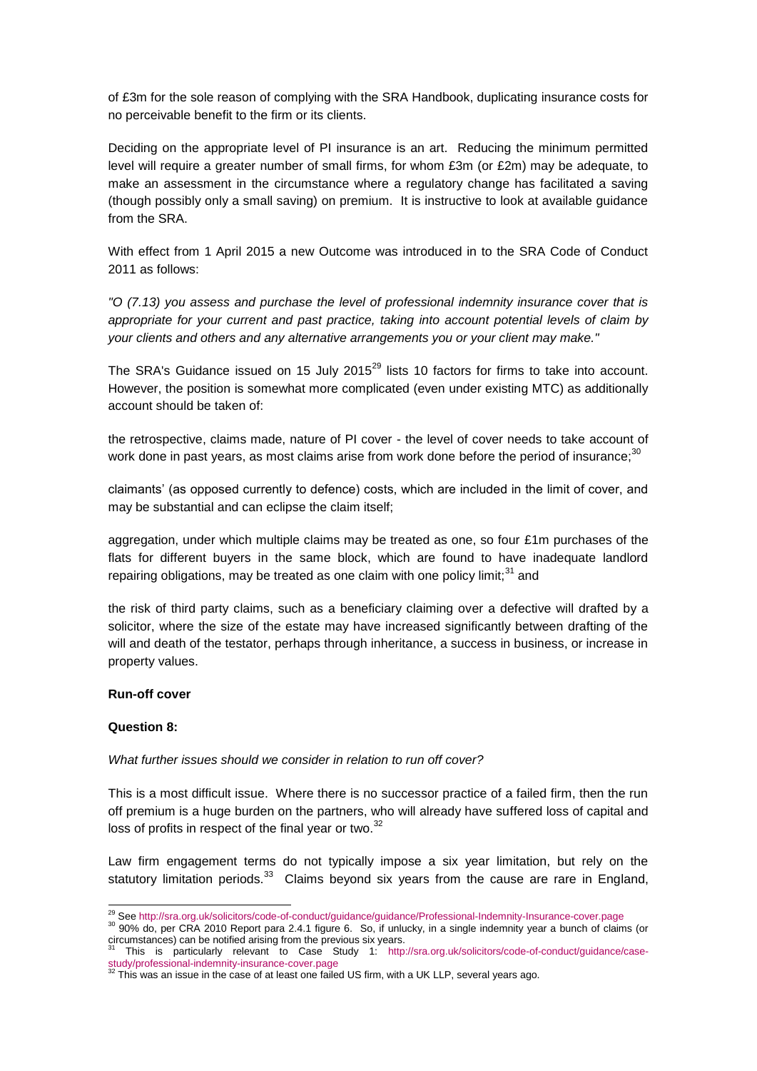of £3m for the sole reason of complying with the SRA Handbook, duplicating insurance costs for no perceivable benefit to the firm or its clients.

Deciding on the appropriate level of PI insurance is an art. Reducing the minimum permitted level will require a greater number of small firms, for whom £3m (or £2m) may be adequate, to make an assessment in the circumstance where a regulatory change has facilitated a saving (though possibly only a small saving) on premium. It is instructive to look at available guidance from the SRA.

With effect from 1 April 2015 a new Outcome was introduced in to the SRA Code of Conduct 2011 as follows:

*"O (7.13) you assess and purchase the level of professional indemnity insurance cover that is appropriate for your current and past practice, taking into account potential levels of claim by your clients and others and any alternative arrangements you or your client may make."*

The SRA's Guidance issued on 15 July 2015[29] lists 10 factors for firms to take into account. However, the position is somewhat more complicated (even under existing MTC) as additionally account should be taken of:

the retrospective, claims made, nature of PI cover - the level of cover needs to take account of work done in past years, as most claims arise from work done before the period of insurance;[30]

claimants' (as opposed currently to defence) costs, which are included in the limit of cover, and may be substantial and can eclipse the claim itself;

aggregation, under which multiple claims may be treated as one, so four £1m purchases of the flats for different buyers in the same block, which are found to have inadequate landlord repairing obligations, may be treated as one claim with one policy limit;[31] and

the risk of third party claims, such as a beneficiary claiming over a defective will drafted by a solicitor, where the size of the estate may have increased significantly between drafting of the will and death of the testator, perhaps through inheritance, a success in business, or increase in property values.

**Run-off cover**

**Question 8:**

*What further issues should we consider in relation to run off cover?*

This is a most difficult issue. Where there is no successor practice of a failed firm, then the run off premium is a huge burden on the partners, who will already have suffered loss of capital and loss of profits in respect of the final year or two.[32]

Law firm engagement terms do not typically impose a six year limitation, but rely on the statutory limitation periods.[33] Claims beyond six years from the cause are rare in England,

---

[29] See http://sra.org.uk/solicitors/code-of-conduct/guidance/guidance/Professional-Indemnity-Insurance-cover.page

[30] 90% do, per CRA 2010 Report para 2.4.1 figure 6. So, if unlucky, in a single indemnity year a bunch of claims (or circumstances) can be notified arising from the previous six years.

[31] This is particularly relevant to Case Study 1: http://sra.org.uk/solicitors/code-of-conduct/guidance/case-study/professional-indemnity-insurance-cover.page

[32] This was an issue in the case of at least one failed US firm, with a UK LLP, several years ago.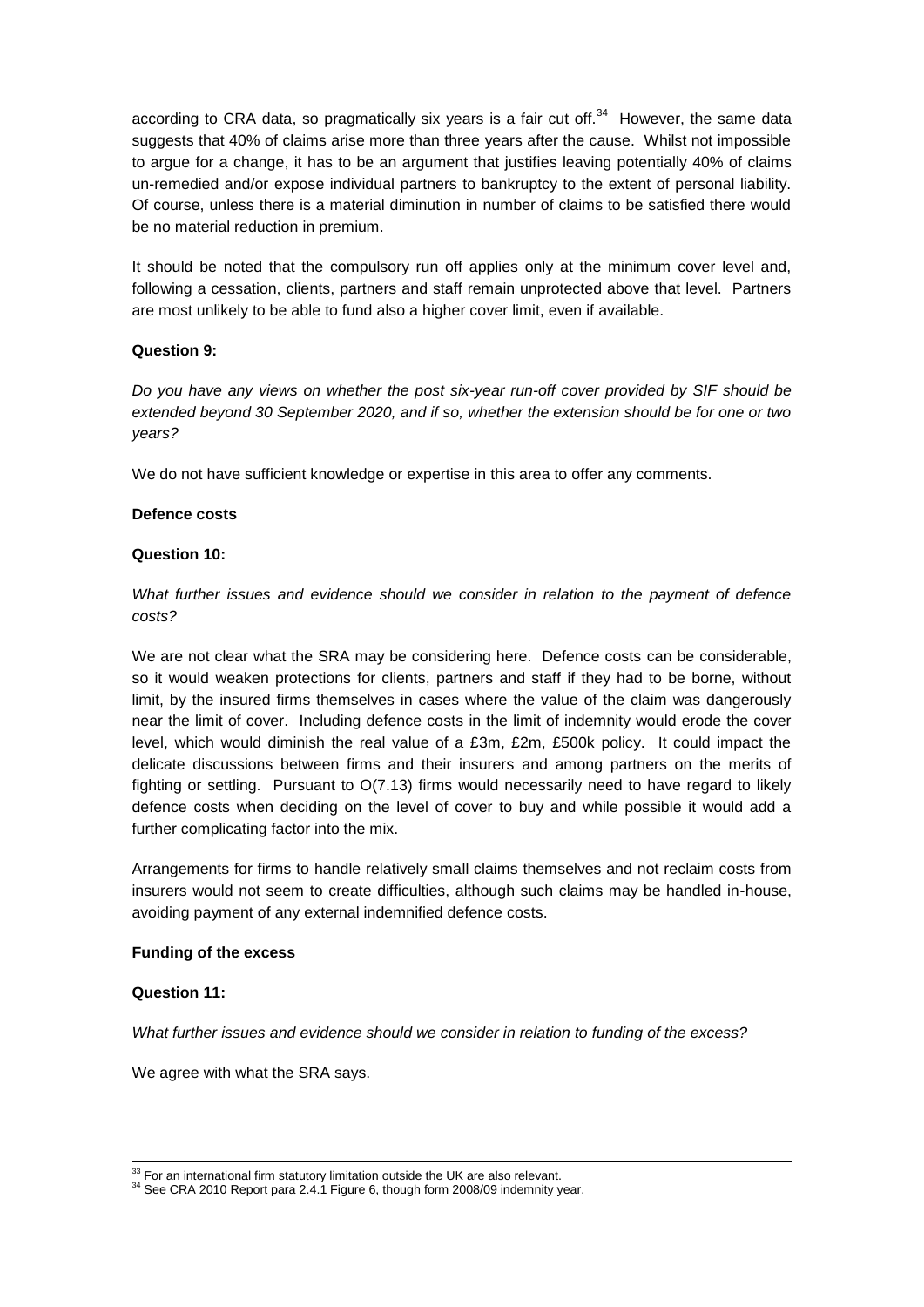according to CRA data, so pragmatically six years is a fair cut off.[34] However, the same data suggests that 40% of claims arise more than three years after the cause. Whilst not impossible to argue for a change, it has to be an argument that justifies leaving potentially 40% of claims un-remedied and/or expose individual partners to bankruptcy to the extent of personal liability. Of course, unless there is a material diminution in number of claims to be satisfied there would be no material reduction in premium.

It should be noted that the compulsory run off applies only at the minimum cover level and, following a cessation, clients, partners and staff remain unprotected above that level. Partners are most unlikely to be able to fund also a higher cover limit, even if available.

**Question 9:**

*Do you have any views on whether the post six-year run-off cover provided by SIF should be extended beyond 30 September 2020, and if so, whether the extension should be for one or two years?*

We do not have sufficient knowledge or expertise in this area to offer any comments.

**Defence costs**

**Question 10:**

*What further issues and evidence should we consider in relation to the payment of defence costs?*

We are not clear what the SRA may be considering here. Defence costs can be considerable, so it would weaken protections for clients, partners and staff if they had to be borne, without limit, by the insured firms themselves in cases where the value of the claim was dangerously near the limit of cover. Including defence costs in the limit of indemnity would erode the cover level, which would diminish the real value of a £3m, £2m, £500k policy. It could impact the delicate discussions between firms and their insurers and among partners on the merits of fighting or settling. Pursuant to O(7.13) firms would necessarily need to have regard to likely defence costs when deciding on the level of cover to buy and while possible it would add a further complicating factor into the mix.

Arrangements for firms to handle relatively small claims themselves and not reclaim costs from insurers would not seem to create difficulties, although such claims may be handled in-house, avoiding payment of any external indemnified defence costs.

**Funding of the excess**

**Question 11:**

*What further issues and evidence should we consider in relation to funding of the excess?*

We agree with what the SRA says.

---

[33] For an international firm statutory limitation outside the UK are also relevant.

[34] See CRA 2010 Report para 2.4.1 Figure 6, though form 2008/09 indemnity year.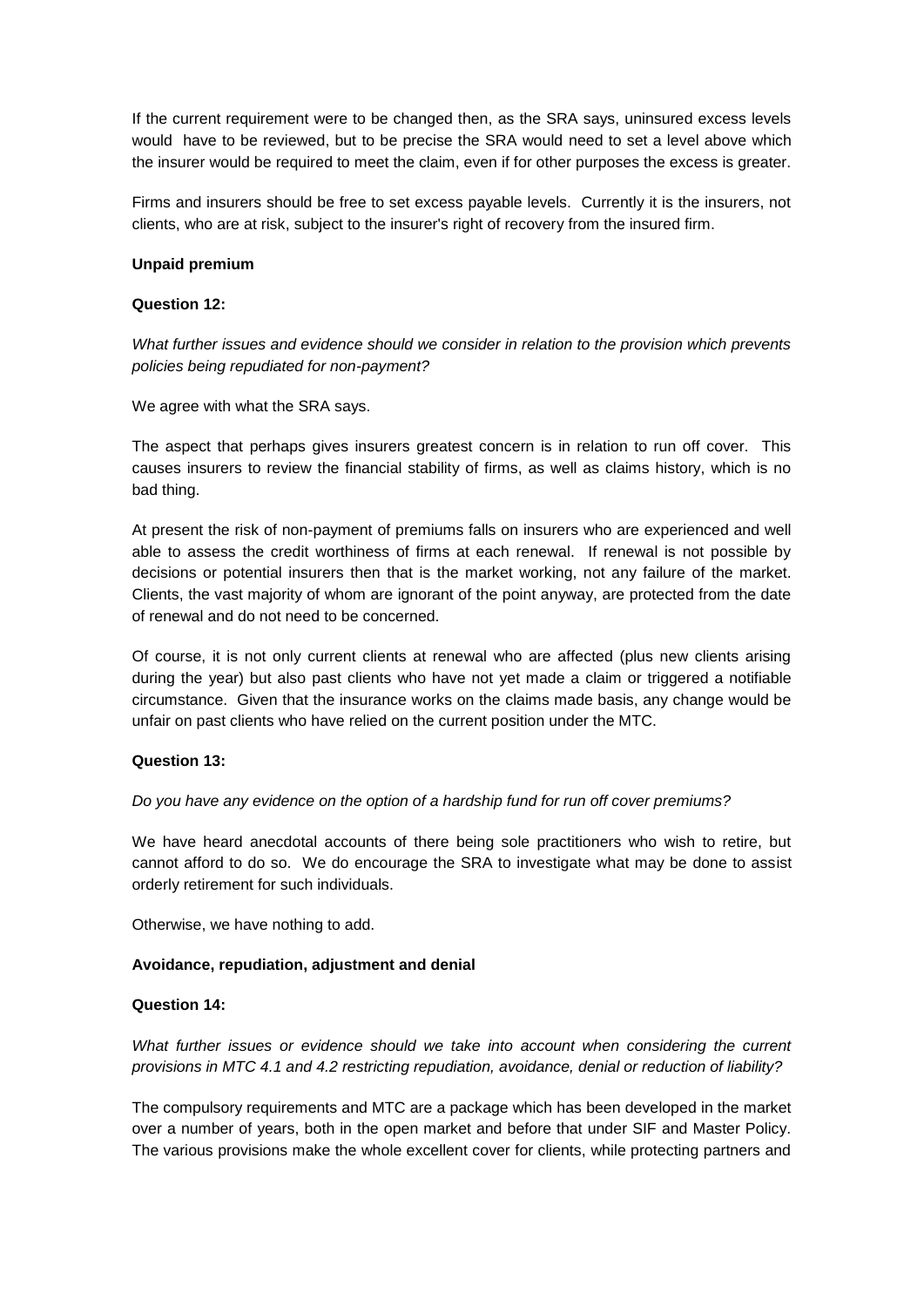If the current requirement were to be changed then, as the SRA says, uninsured excess levels would have to be reviewed, but to be precise the SRA would need to set a level above which the insurer would be required to meet the claim, even if for other purposes the excess is greater.

Firms and insurers should be free to set excess payable levels. Currently it is the insurers, not clients, who are at risk, subject to the insurer's right of recovery from the insured firm.

**Unpaid premium**

**Question 12:**

*What further issues and evidence should we consider in relation to the provision which prevents policies being repudiated for non-payment?*

We agree with what the SRA says.

The aspect that perhaps gives insurers greatest concern is in relation to run off cover. This causes insurers to review the financial stability of firms, as well as claims history, which is no bad thing.

At present the risk of non-payment of premiums falls on insurers who are experienced and well able to assess the credit worthiness of firms at each renewal. If renewal is not possible by decisions or potential insurers then that is the market working, not any failure of the market. Clients, the vast majority of whom are ignorant of the point anyway, are protected from the date of renewal and do not need to be concerned.

Of course, it is not only current clients at renewal who are affected (plus new clients arising during the year) but also past clients who have not yet made a claim or triggered a notifiable circumstance. Given that the insurance works on the claims made basis, any change would be unfair on past clients who have relied on the current position under the MTC.

**Question 13:**

*Do you have any evidence on the option of a hardship fund for run off cover premiums?*

We have heard anecdotal accounts of there being sole practitioners who wish to retire, but cannot afford to do so. We do encourage the SRA to investigate what may be done to assist orderly retirement for such individuals.

Otherwise, we have nothing to add.

**Avoidance, repudiation, adjustment and denial**

**Question 14:**

*What further issues or evidence should we take into account when considering the current provisions in MTC 4.1 and 4.2 restricting repudiation, avoidance, denial or reduction of liability?*

The compulsory requirements and MTC are a package which has been developed in the market over a number of years, both in the open market and before that under SIF and Master Policy. The various provisions make the whole excellent cover for clients, while protecting partners and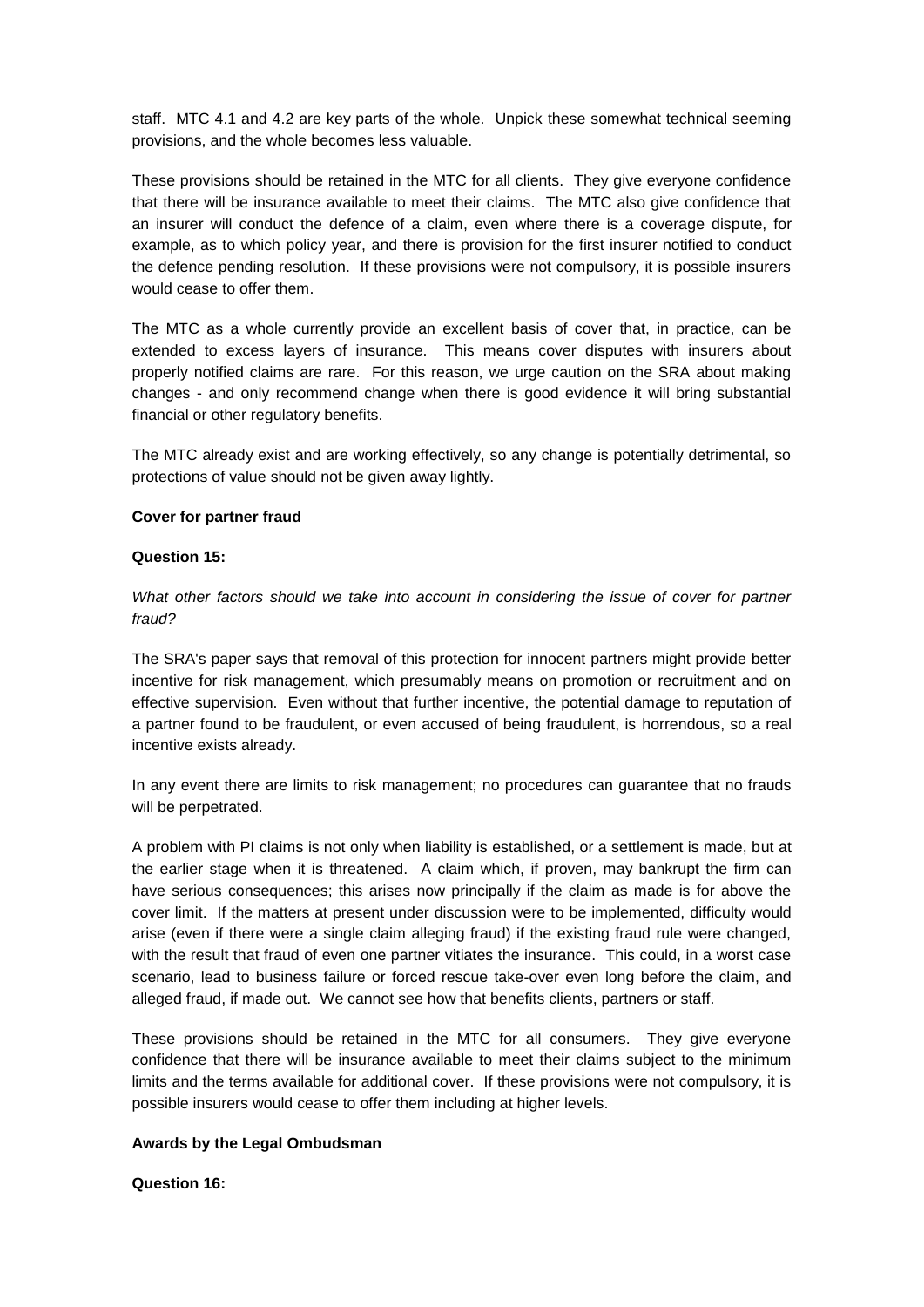staff. MTC 4.1 and 4.2 are key parts of the whole. Unpick these somewhat technical seeming provisions, and the whole becomes less valuable.

These provisions should be retained in the MTC for all clients. They give everyone confidence that there will be insurance available to meet their claims. The MTC also give confidence that an insurer will conduct the defence of a claim, even where there is a coverage dispute, for example, as to which policy year, and there is provision for the first insurer notified to conduct the defence pending resolution. If these provisions were not compulsory, it is possible insurers would cease to offer them.

The MTC as a whole currently provide an excellent basis of cover that, in practice, can be extended to excess layers of insurance. This means cover disputes with insurers about properly notified claims are rare. For this reason, we urge caution on the SRA about making changes - and only recommend change when there is good evidence it will bring substantial financial or other regulatory benefits.

The MTC already exist and are working effectively, so any change is potentially detrimental, so protections of value should not be given away lightly.

**Cover for partner fraud**

**Question 15:**

*What other factors should we take into account in considering the issue of cover for partner fraud?*

The SRA's paper says that removal of this protection for innocent partners might provide better incentive for risk management, which presumably means on promotion or recruitment and on effective supervision. Even without that further incentive, the potential damage to reputation of a partner found to be fraudulent, or even accused of being fraudulent, is horrendous, so a real incentive exists already.

In any event there are limits to risk management; no procedures can guarantee that no frauds will be perpetrated.

A problem with PI claims is not only when liability is established, or a settlement is made, but at the earlier stage when it is threatened. A claim which, if proven, may bankrupt the firm can have serious consequences; this arises now principally if the claim as made is for above the cover limit. If the matters at present under discussion were to be implemented, difficulty would arise (even if there were a single claim alleging fraud) if the existing fraud rule were changed, with the result that fraud of even one partner vitiates the insurance. This could, in a worst case scenario, lead to business failure or forced rescue take-over even long before the claim, and alleged fraud, if made out. We cannot see how that benefits clients, partners or staff.

These provisions should be retained in the MTC for all consumers. They give everyone confidence that there will be insurance available to meet their claims subject to the minimum limits and the terms available for additional cover. If these provisions were not compulsory, it is possible insurers would cease to offer them including at higher levels.

**Awards by the Legal Ombudsman**

**Question 16:**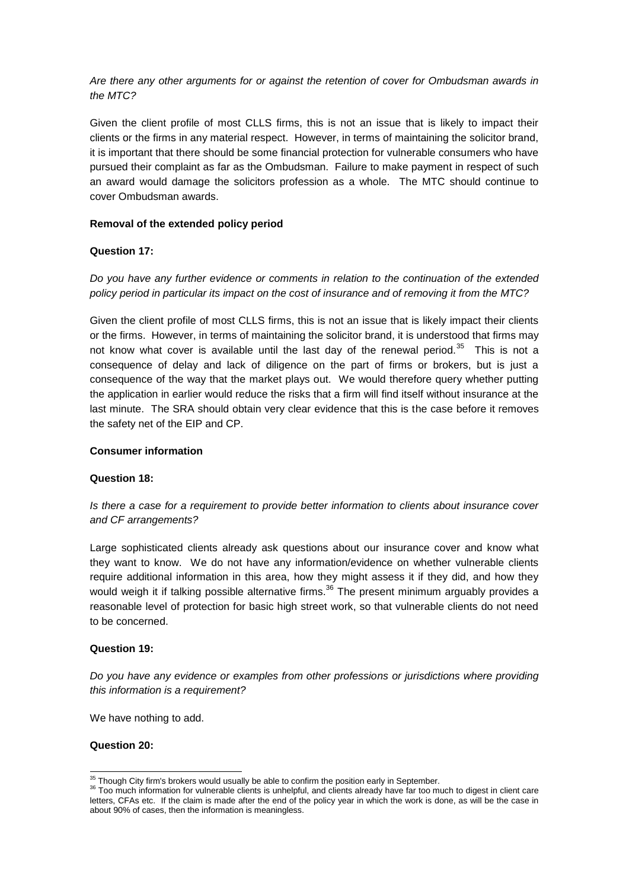*Are there any other arguments for or against the retention of cover for Ombudsman awards in the MTC?*

Given the client profile of most CLLS firms, this is not an issue that is likely to impact their clients or the firms in any material respect. However, in terms of maintaining the solicitor brand, it is important that there should be some financial protection for vulnerable consumers who have pursued their complaint as far as the Ombudsman. Failure to make payment in respect of such an award would damage the solicitors profession as a whole. The MTC should continue to cover Ombudsman awards.

**Removal of the extended policy period**

**Question 17:**

*Do you have any further evidence or comments in relation to the continuation of the extended policy period in particular its impact on the cost of insurance and of removing it from the MTC?*

Given the client profile of most CLLS firms, this is not an issue that is likely impact their clients or the firms. However, in terms of maintaining the solicitor brand, it is understood that firms may not know what cover is available until the last day of the renewal period.[35] This is not a consequence of delay and lack of diligence on the part of firms or brokers, but is just a consequence of the way that the market plays out. We would therefore query whether putting the application in earlier would reduce the risks that a firm will find itself without insurance at the last minute. The SRA should obtain very clear evidence that this is the case before it removes the safety net of the EIP and CP.

**Consumer information**

**Question 18:**

*Is there a case for a requirement to provide better information to clients about insurance cover and CF arrangements?*

Large sophisticated clients already ask questions about our insurance cover and know what they want to know. We do not have any information/evidence on whether vulnerable clients require additional information in this area, how they might assess it if they did, and how they would weigh it if talking possible alternative firms.[36] The present minimum arguably provides a reasonable level of protection for basic high street work, so that vulnerable clients do not need to be concerned.

**Question 19:**

*Do you have any evidence or examples from other professions or jurisdictions where providing this information is a requirement?*

We have nothing to add.

**Question 20:**

---

[35] Though City firm's brokers would usually be able to confirm the position early in September.

[36] Too much information for vulnerable clients is unhelpful, and clients already have far too much to digest in client care letters, CFAs etc. If the claim is made after the end of the policy year in which the work is done, as will be the case in about 90% of cases, then the information is meaningless.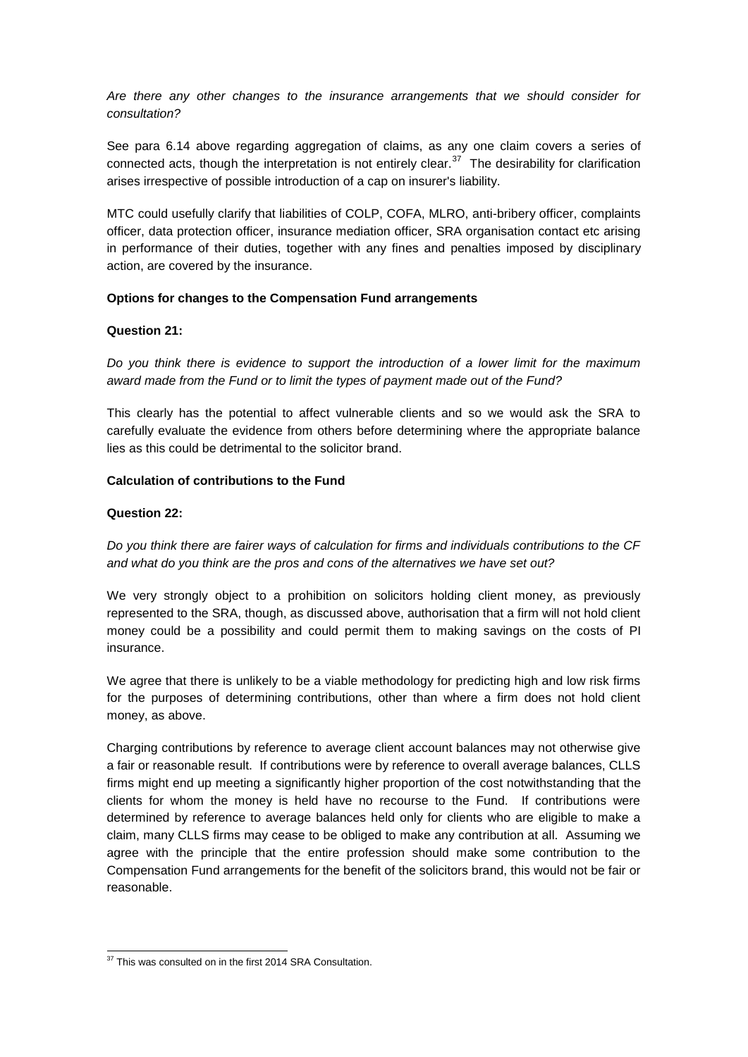*Are there any other changes to the insurance arrangements that we should consider for consultation?*

See para 6.14 above regarding aggregation of claims, as any one claim covers a series of connected acts, though the interpretation is not entirely clear.[37] The desirability for clarification arises irrespective of possible introduction of a cap on insurer's liability.

MTC could usefully clarify that liabilities of COLP, COFA, MLRO, anti-bribery officer, complaints officer, data protection officer, insurance mediation officer, SRA organisation contact etc arising in performance of their duties, together with any fines and penalties imposed by disciplinary action, are covered by the insurance.

**Options for changes to the Compensation Fund arrangements**

**Question 21:**

*Do you think there is evidence to support the introduction of a lower limit for the maximum award made from the Fund or to limit the types of payment made out of the Fund?*

This clearly has the potential to affect vulnerable clients and so we would ask the SRA to carefully evaluate the evidence from others before determining where the appropriate balance lies as this could be detrimental to the solicitor brand.

**Calculation of contributions to the Fund**

**Question 22:**

*Do you think there are fairer ways of calculation for firms and individuals contributions to the CF and what do you think are the pros and cons of the alternatives we have set out?*

We very strongly object to a prohibition on solicitors holding client money, as previously represented to the SRA, though, as discussed above, authorisation that a firm will not hold client money could be a possibility and could permit them to making savings on the costs of PI insurance.

We agree that there is unlikely to be a viable methodology for predicting high and low risk firms for the purposes of determining contributions, other than where a firm does not hold client money, as above.

Charging contributions by reference to average client account balances may not otherwise give a fair or reasonable result. If contributions were by reference to overall average balances, CLLS firms might end up meeting a significantly higher proportion of the cost notwithstanding that the clients for whom the money is held have no recourse to the Fund. If contributions were determined by reference to average balances held only for clients who are eligible to make a claim, many CLLS firms may cease to be obliged to make any contribution at all. Assuming we agree with the principle that the entire profession should make some contribution to the Compensation Fund arrangements for the benefit of the solicitors brand, this would not be fair or reasonable.

---

[37] This was consulted on in the first 2014 SRA Consultation.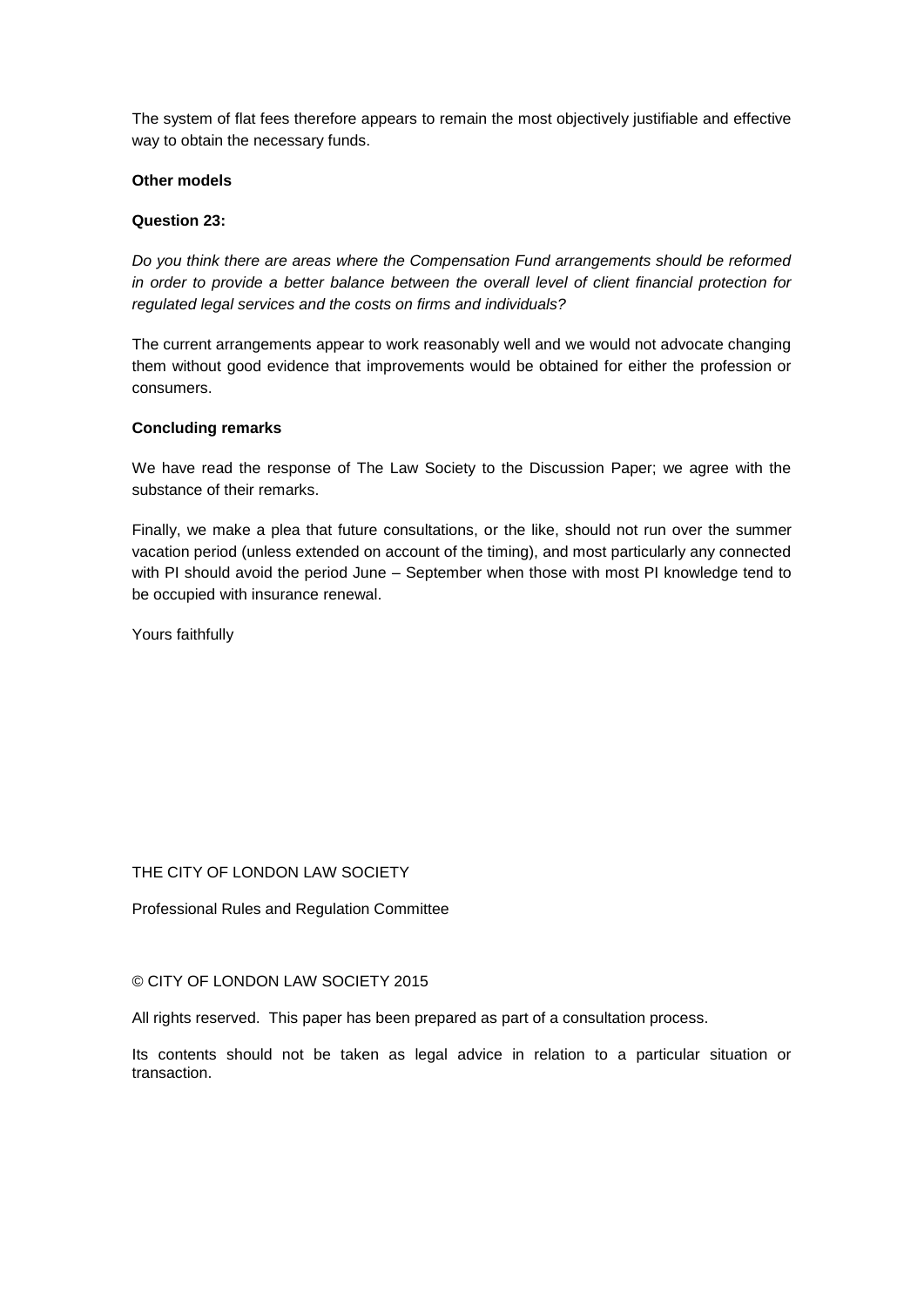The system of flat fees therefore appears to remain the most objectively justifiable and effective way to obtain the necessary funds.

**Other models**

**Question 23:**

*Do you think there are areas where the Compensation Fund arrangements should be reformed in order to provide a better balance between the overall level of client financial protection for regulated legal services and the costs on firms and individuals?*

The current arrangements appear to work reasonably well and we would not advocate changing them without good evidence that improvements would be obtained for either the profession or consumers.

**Concluding remarks**

We have read the response of The Law Society to the Discussion Paper; we agree with the substance of their remarks.

Finally, we make a plea that future consultations, or the like, should not run over the summer vacation period (unless extended on account of the timing), and most particularly any connected with PI should avoid the period June – September when those with most PI knowledge tend to be occupied with insurance renewal.

Yours faithfully

THE CITY OF LONDON LAW SOCIETY

Professional Rules and Regulation Committee

© CITY OF LONDON LAW SOCIETY 2015

All rights reserved. This paper has been prepared as part of a consultation process.

Its contents should not be taken as legal advice in relation to a particular situation or transaction.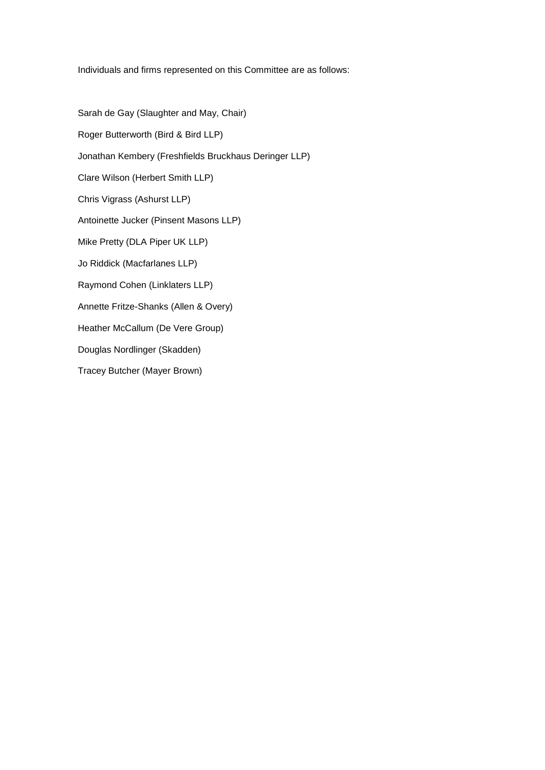Individuals and firms represented on this Committee are as follows:

Sarah de Gay (Slaughter and May, Chair)

Roger Butterworth (Bird & Bird LLP)

Jonathan Kembery (Freshfields Bruckhaus Deringer LLP)

Clare Wilson (Herbert Smith LLP)

Chris Vigrass (Ashurst LLP)

Antoinette Jucker (Pinsent Masons LLP)

Mike Pretty (DLA Piper UK LLP)

Jo Riddick (Macfarlanes LLP)

Raymond Cohen (Linklaters LLP)

Annette Fritze-Shanks (Allen & Overy)

Heather McCallum (De Vere Group)

Douglas Nordlinger (Skadden)

Tracey Butcher (Mayer Brown)